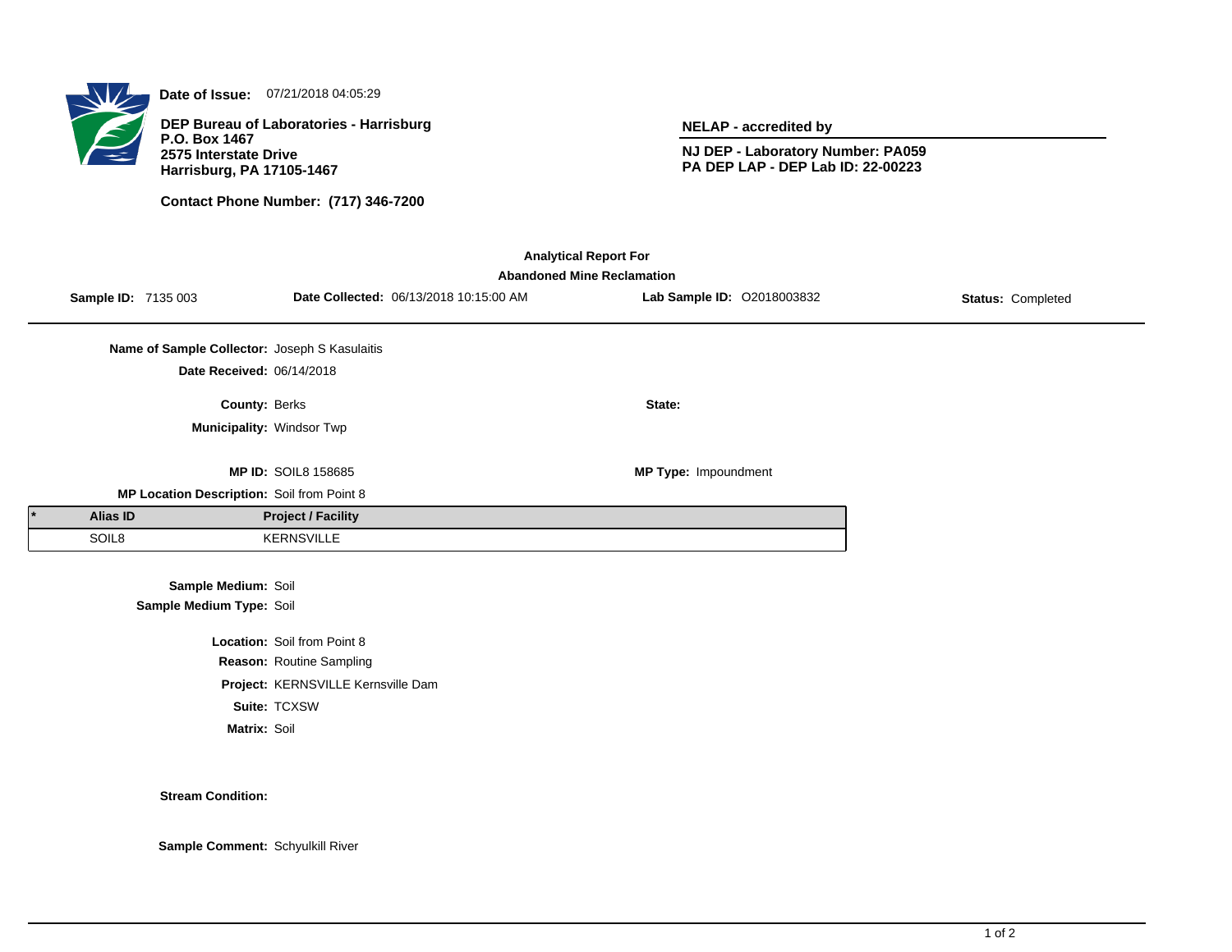**Date of Issue:** 07/21/2018 04:05:29

**DEP Bureau of Laboratories - Harrisburg**
**P.O. Box 1467**
**2575 Interstate Drive**
**Harrisburg, PA 17105-1467**

**Contact Phone Number: (717) 346-7200**

**NELAP - accredited by**

**NJ DEP - Laboratory Number: PA059**
**PA DEP LAP - DEP Lab ID: 22-00223**

**Analytical Report For**
**Abandoned Mine Reclamation**

**Sample ID:** 7135 003 **Date Collected:** 06/13/2018 10:15:00 AM **Lab Sample ID:** O2018003832 **Status:** Completed

**Name of Sample Collector:** Joseph S Kasulaitis

**Date Received:** 06/14/2018

**County:** Berks

**State:**

**Municipality:** Windsor Twp

**MP ID:** SOIL8 158685

**MP Type:** Impoundment

**MP Location Description:** Soil from Point 8

| * | Alias ID | Project / Facility |
|---|---|---|
| | SOIL8 | KERNSVILLE |

**Sample Medium:** Soil

**Sample Medium Type:** Soil

**Location:** Soil from Point 8

**Reason:** Routine Sampling

**Project:** KERNSVILLE Kernsville Dam

**Suite:** TCXSW

**Matrix:** Soil

**Stream Condition:**

**Sample Comment:** Schyulkill River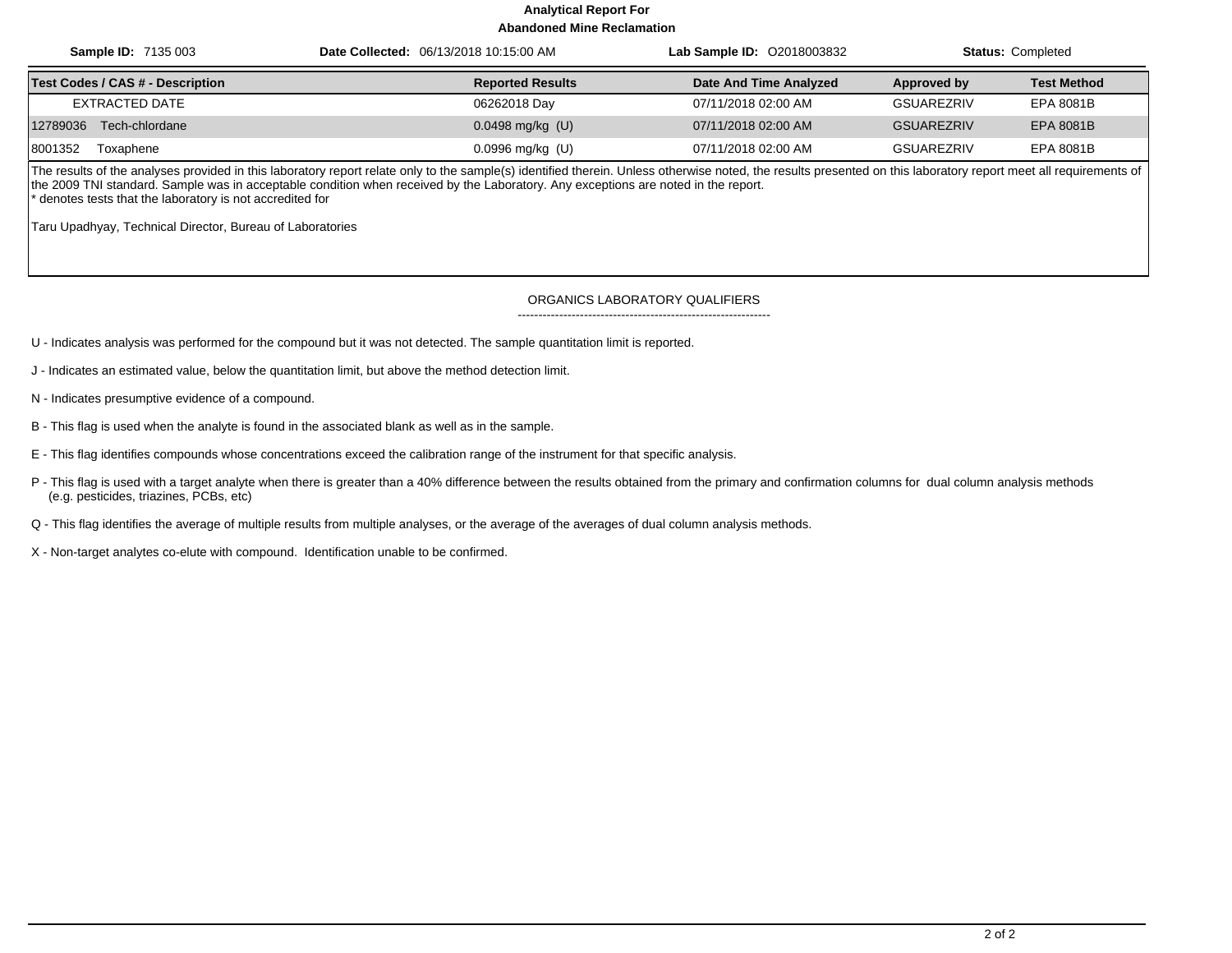**Analytical Report For**
**Abandoned Mine Reclamation**

| **Sample ID:** 7135 003 | **Date Collected:** 06/13/2018 10:15:00 AM | **Lab Sample ID:** O2018003832 | **Status:** Completed |
|---|---|---|---|

| Test Codes / CAS # - Description | Reported Results | Date And Time Analyzed | Approved by | Test Method |
|---|---|---|---|---|
| EXTRACTED DATE | 06262018 Day | 07/11/2018 02:00 AM | GSUAREZRIV | EPA 8081B |
| 12789036 Tech-chlordane | 0.0498 mg/kg (U) | 07/11/2018 02:00 AM | GSUAREZRIV | EPA 8081B |
| 8001352 Toxaphene | 0.0996 mg/kg (U) | 07/11/2018 02:00 AM | GSUAREZRIV | EPA 8081B |

The results of the analyses provided in this laboratory report relate only to the sample(s) identified therein. Unless otherwise noted, the results presented on this laboratory report meet all requirements of the 2009 TNI standard. Sample was in acceptable condition when received by the Laboratory. Any exceptions are noted in the report.
* denotes tests that the laboratory is not accredited for

Taru Upadhyay, Technical Director, Bureau of Laboratories

ORGANICS LABORATORY QUALIFIERS

U - Indicates analysis was performed for the compound but it was not detected. The sample quantitation limit is reported.

J - Indicates an estimated value, below the quantitation limit, but above the method detection limit.

N - Indicates presumptive evidence of a compound.

B - This flag is used when the analyte is found in the associated blank as well as in the sample.

E - This flag identifies compounds whose concentrations exceed the calibration range of the instrument for that specific analysis.

P - This flag is used with a target analyte when there is greater than a 40% difference between the results obtained from the primary and confirmation columns for dual column analysis methods (e.g. pesticides, triazines, PCBs, etc)

Q - This flag identifies the average of multiple results from multiple analyses, or the average of the averages of dual column analysis methods.

X - Non-target analytes co-elute with compound. Identification unable to be confirmed.